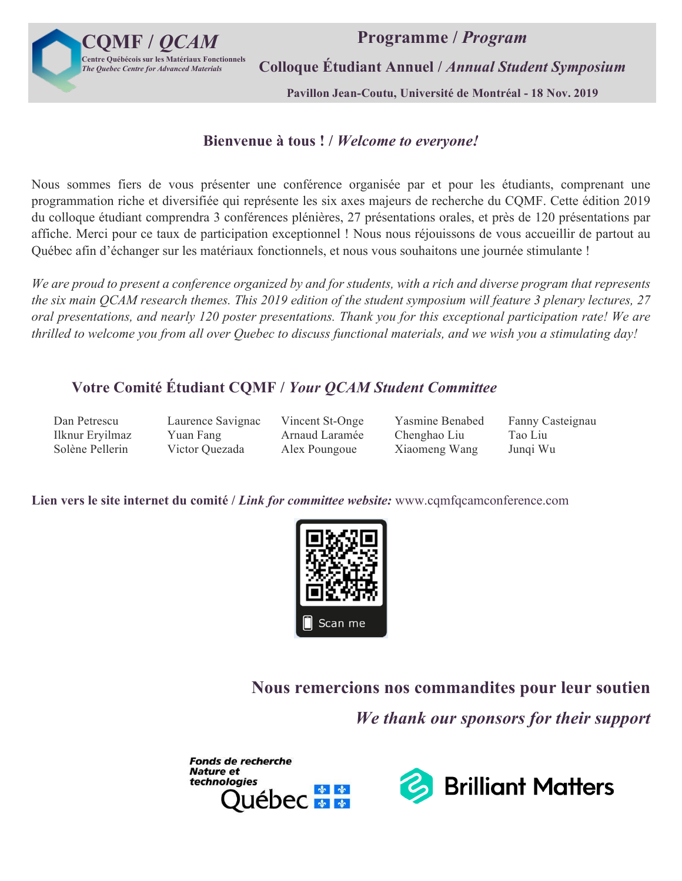**CQMF / *QCAM***

**Centre Québécois sur les Matériaux Fonctionnels**
***The Quebec Centre for Advanced Materials***

# Programme / *Program*

## Colloque Étudiant Annuel / *Annual Student Symposium*

**Pavillon Jean-Coutu, Université de Montréal - 18 Nov. 2019**

### Bienvenue à tous ! / *Welcome to everyone!*

Nous sommes fiers de vous présenter une conférence organisée par et pour les étudiants, comprenant une programmation riche et diversifiée qui représente les six axes majeurs de recherche du CQMF. Cette édition 2019 du colloque étudiant comprendra 3 conférences plénières, 27 présentations orales, et près de 120 présentations par affiche. Merci pour ce taux de participation exceptionnel ! Nous nous réjouissons de vous accueillir de partout au Québec afin d'échanger sur les matériaux fonctionnels, et nous vous souhaitons une journée stimulante !

*We are proud to present a conference organized by and for students, with a rich and diverse program that represents the six main QCAM research themes. This 2019 edition of the student symposium will feature 3 plenary lectures, 27 oral presentations, and nearly 120 poster presentations. Thank you for this exceptional participation rate! We are thrilled to welcome you from all over Quebec to discuss functional materials, and we wish you a stimulating day!*

### Votre Comité Étudiant CQMF / *Your QCAM Student Committee*

| | | | | |
|---|---|---|---|---|
| Dan Petrescu | Laurence Savignac | Vincent St-Onge | Yasmine Benabed | Fanny Casteignau |
| Ilknur Eryilmaz | Yuan Fang | Arnaud Laramée | Chenghao Liu | Tao Liu |
| Solène Pellerin | Victor Quezada | Alex Poungoue | Xiaomeng Wang | Junqi Wu |

**Lien vers le site internet du comité / *Link for committee website:*** www.cqmfqcamconference.com

Scan me

### Nous remercions nos commandites pour leur soutien

### *We thank our sponsors for their support*

Fonds de recherche Nature et technologies Québec

Brilliant Matters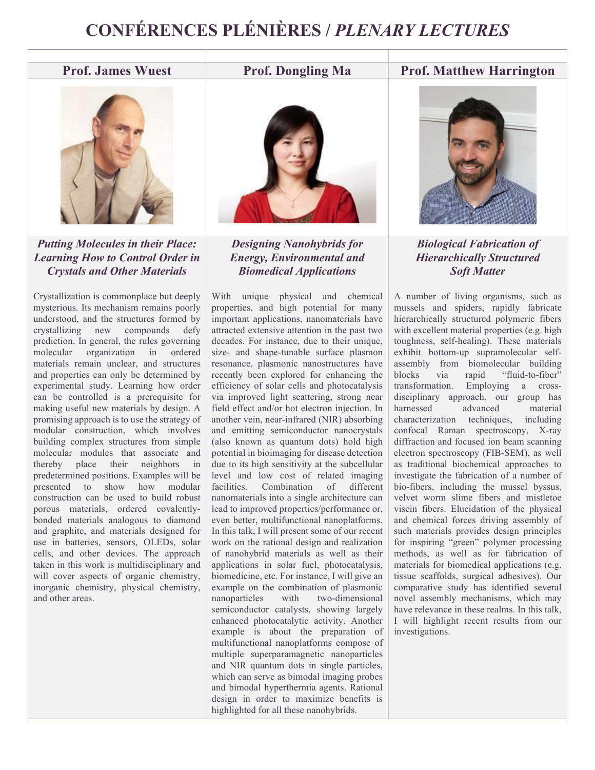# CONFÉRENCES PLÉNIÈRES / *PLENARY LECTURES*

## Prof. James Wuest

### *Putting Molecules in their Place: Learning How to Control Order in Crystals and Other Materials*

Crystallization is commonplace but deeply mysterious. Its mechanism remains poorly understood, and the structures formed by crystallizing new compounds defy prediction. In general, the rules governing molecular organization in ordered materials remain unclear, and structures and properties can only be determined by experimental study. Learning how order can be controlled is a prerequisite for making useful new materials by design. A promising approach is to use the strategy of modular construction, which involves building complex structures from simple molecular modules that associate and thereby place their neighbors in predetermined positions. Examples will be presented to show how modular construction can be used to build robust porous materials, ordered covalently-bonded materials analogous to diamond and graphite, and materials designed for use in batteries, sensors, OLEDs, solar cells, and other devices. The approach taken in this work is multidisciplinary and will cover aspects of organic chemistry, inorganic chemistry, physical chemistry, and other areas.

## Prof. Dongling Ma

### *Designing Nanohybrids for Energy, Environmental and Biomedical Applications*

With unique physical and chemical properties, and high potential for many important applications, nanomaterials have attracted extensive attention in the past two decades. For instance, due to their unique, size- and shape-tunable surface plasmon resonance, plasmonic nanostructures have recently been explored for enhancing the efficiency of solar cells and photocatalysis via improved light scattering, strong near field effect and/or hot electron injection. In another vein, near-infrared (NIR) absorbing and emitting semiconductor nanocrystals (also known as quantum dots) hold high potential in bioimaging for disease detection due to its high sensitivity at the subcellular level and low cost of related imaging facilities. Combination of different nanomaterials into a single architecture can lead to improved properties/performance or, even better, multifunctional nanoplatforms. In this talk, I will present some of our recent work on the rational design and realization of nanohybrid materials as well as their applications in solar fuel, photocatalysis, biomedicine, etc. For instance, I will give an example on the combination of plasmonic nanoparticles with two-dimensional semiconductor catalysts, showing largely enhanced photocatalytic activity. Another example is about the preparation of multifunctional nanoplatforms compose of multiple superparamagnetic nanoparticles and NIR quantum dots in single particles, which can serve as bimodal imaging probes and bimodal hyperthermia agents. Rational design in order to maximize benefits is highlighted for all these nanohybrids.

## Prof. Matthew Harrington

### *Biological Fabrication of Hierarchically Structured Soft Matter*

A number of living organisms, such as mussels and spiders, rapidly fabricate hierarchically structured polymeric fibers with excellent material properties (e.g. high toughness, self-healing). These materials exhibit bottom-up supramolecular self-assembly from biomolecular building blocks via rapid "fluid-to-fiber" transformation. Employing a cross-disciplinary approach, our group has harnessed advanced material characterization techniques, including confocal Raman spectroscopy, X-ray diffraction and focused ion beam scanning electron spectroscopy (FIB-SEM), as well as traditional biochemical approaches to investigate the fabrication of a number of bio-fibers, including the mussel byssus, velvet worm slime fibers and mistletoe viscin fibers. Elucidation of the physical and chemical forces driving assembly of such materials provides design principles for inspiring "green" polymer processing methods, as well as for fabrication of materials for biomedical applications (e.g. tissue scaffolds, surgical adhesives). Our comparative study has identified several novel assembly mechanisms, which may have relevance in these realms. In this talk, I will highlight recent results from our investigations.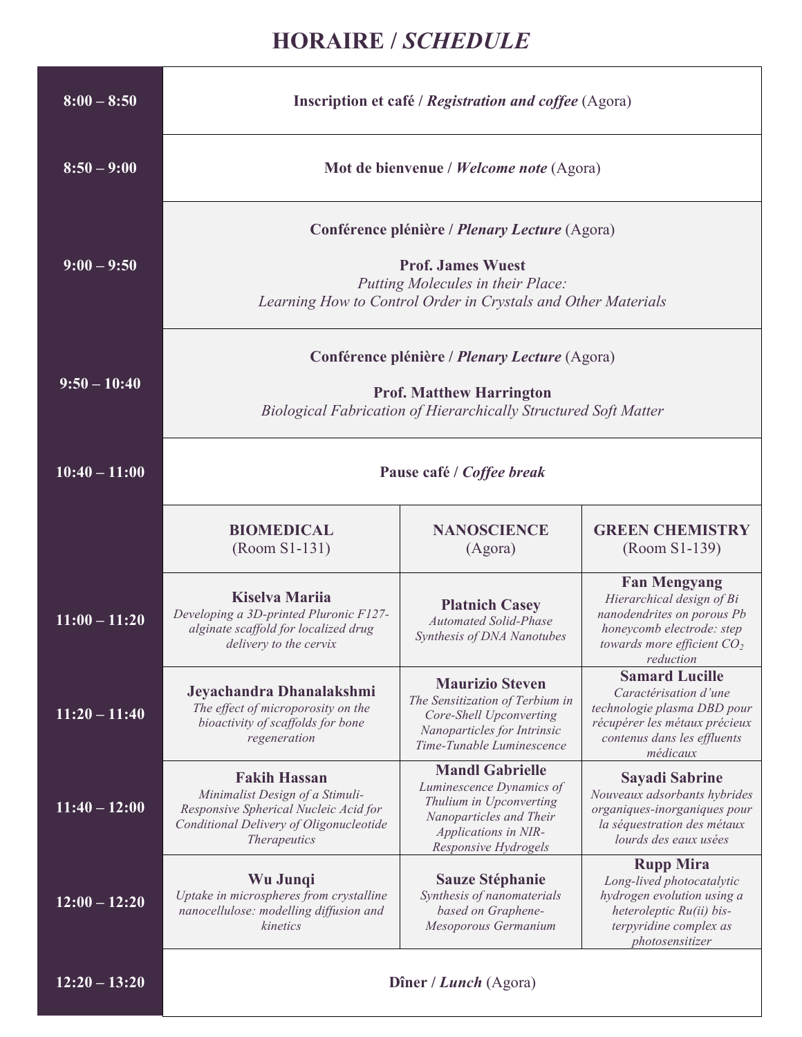# HORAIRE / *SCHEDULE*

| Time | | | |
|---|---|---|---|
| 8:00 – 8:50 | **Inscription et café / *Registration and coffee*** (Agora) | | |
| 8:50 – 9:00 | **Mot de bienvenue / *Welcome note*** (Agora) | | |
| 9:00 – 9:50 | **Conférence plénière / *Plenary Lecture*** (Agora)<br><br>**Prof. James Wuest**<br>*Putting Molecules in their Place: Learning How to Control Order in Crystals and Other Materials* | | |
| 9:50 – 10:40 | **Conférence plénière / *Plenary Lecture*** (Agora)<br><br>**Prof. Matthew Harrington**<br>*Biological Fabrication of Hierarchically Structured Soft Matter* | | |
| 10:40 – 11:00 | **Pause café / *Coffee break*** | | |
| | **BIOMEDICAL** (Room S1-131) | **NANOSCIENCE** (Agora) | **GREEN CHEMISTRY** (Room S1-139) |
| 11:00 – 11:20 | **Kiselva Mariia**<br>*Developing a 3D-printed Pluronic F127-alginate scaffold for localized drug delivery to the cervix* | **Platnich Casey**<br>*Automated Solid-Phase Synthesis of DNA Nanotubes* | **Fan Mengyang**<br>*Hierarchical design of Bi nanodendrites on porous Pb honeycomb electrode: step towards more efficient $CO_2$ reduction* |
| 11:20 – 11:40 | **Jeyachandra Dhanalakshmi**<br>*The effect of microporosity on the bioactivity of scaffolds for bone regeneration* | **Maurizio Steven**<br>*The Sensitization of Terbium in Core-Shell Upconverting Nanoparticles for Intrinsic Time-Tunable Luminescence* | **Samard Lucille**<br>*Caractérisation d'une technologie plasma DBD pour récupérer les métaux précieux contenus dans les effluents médicaux* |
| 11:40 – 12:00 | **Fakih Hassan**<br>*Minimalist Design of a Stimuli-Responsive Spherical Nucleic Acid for Conditional Delivery of Oligonucleotide Therapeutics* | **Mandl Gabrielle**<br>*Luminescence Dynamics of Thulium in Upconverting Nanoparticles and Their Applications in NIR-Responsive Hydrogels* | **Sayadi Sabrine**<br>*Nouveaux adsorbants hybrides organiques-inorganiques pour la séquestration des métaux lourds des eaux usées* |
| 12:00 – 12:20 | **Wu Junqi**<br>*Uptake in microspheres from crystalline nanocellulose: modelling diffusion and kinetics* | **Sauze Stéphanie**<br>*Synthesis of nanomaterials based on Graphene-Mesoporous Germanium* | **Rupp Mira**<br>*Long-lived photocatalytic hydrogen evolution using a heteroleptic Ru(ii) bis-terpyridine complex as photosensitizer* |
| 12:20 – 13:20 | **Dîner / *Lunch*** (Agora) | | |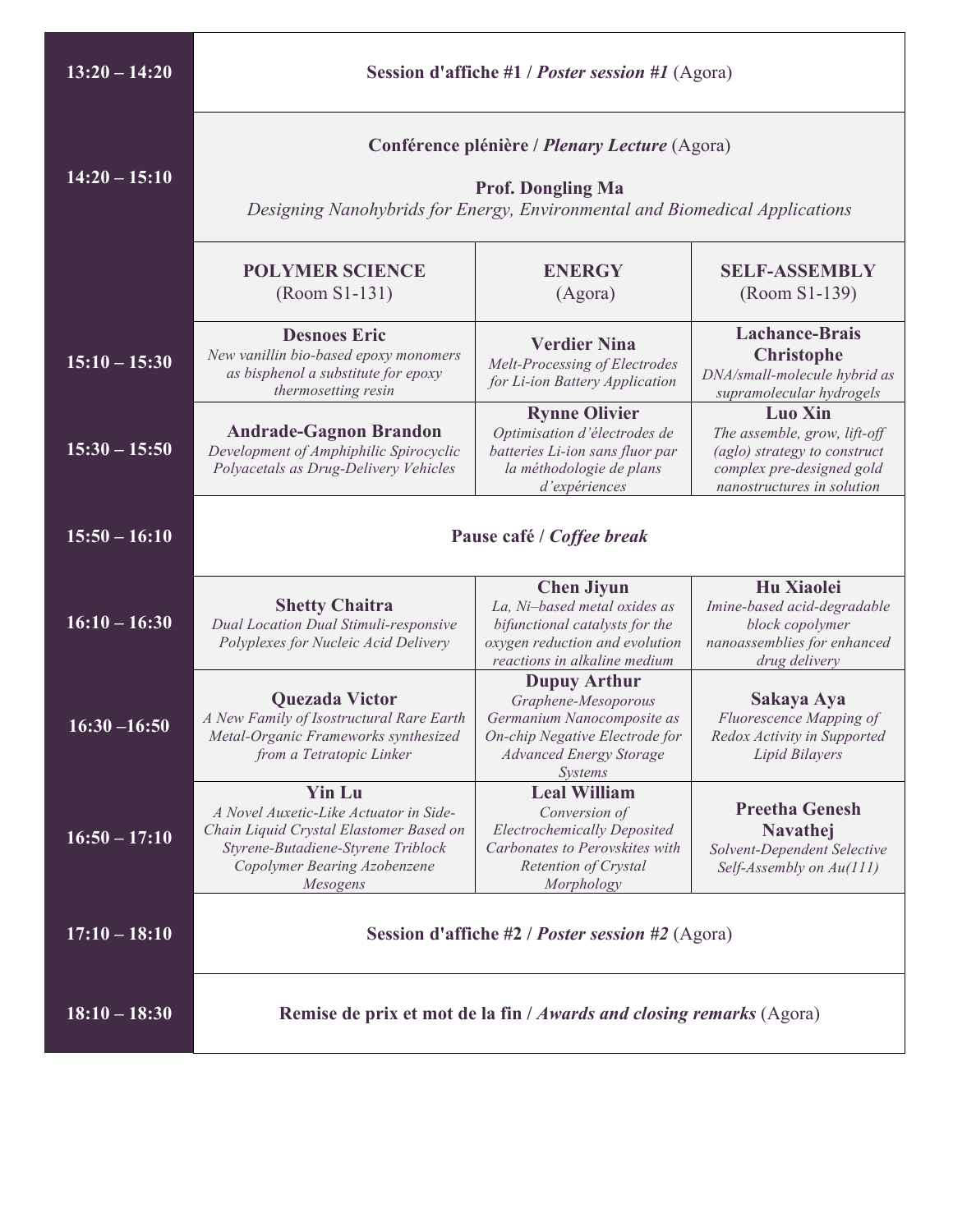| | | | |
|---|---|---|---|
| **13:20 – 14:20** | **Session d'affiche #1 / *Poster session #1*** (Agora) | | |
| **14:20 – 15:10** | **Conférence plénière / *Plenary Lecture*** (Agora)<br><br>**Prof. Dongling Ma**<br>*Designing Nanohybrids for Energy, Environmental and Biomedical Applications* | | |
| | **POLYMER SCIENCE** (Room S1-131) | **ENERGY** (Agora) | **SELF-ASSEMBLY** (Room S1-139) |
| **15:10 – 15:30** | **Desnoes Eric**<br>*New vanillin bio-based epoxy monomers as bisphenol a substitute for epoxy thermosetting resin* | **Verdier Nina**<br>*Melt-Processing of Electrodes for Li-ion Battery Application* | **Lachance-Brais Christophe**<br>*DNA/small-molecule hybrid as supramolecular hydrogels* |
| **15:30 – 15:50** | **Andrade-Gagnon Brandon**<br>*Development of Amphiphilic Spirocyclic Polyacetals as Drug-Delivery Vehicles* | **Rynne Olivier**<br>*Optimisation d'électrodes de batteries Li-ion sans fluor par la méthodologie de plans d'expériences* | **Luo Xin**<br>*The assemble, grow, lift-off (aglo) strategy to construct complex pre-designed gold nanostructures in solution* |
| **15:50 – 16:10** | **Pause café / *Coffee break*** | | |
| **16:10 – 16:30** | **Shetty Chaitra**<br>*Dual Location Dual Stimuli-responsive Polyplexes for Nucleic Acid Delivery* | **Chen Jiyun**<br>*La, Ni–based metal oxides as bifunctional catalysts for the oxygen reduction and evolution reactions in alkaline medium* | **Hu Xiaolei**<br>*Imine-based acid-degradable block copolymer nanoassemblies for enhanced drug delivery* |
| **16:30 –16:50** | **Quezada Victor**<br>*A New Family of Isostructural Rare Earth Metal-Organic Frameworks synthesized from a Tetratopic Linker* | **Dupuy Arthur**<br>*Graphene-Mesoporous Germanium Nanocomposite as On-chip Negative Electrode for Advanced Energy Storage Systems* | **Sakaya Aya**<br>*Fluorescence Mapping of Redox Activity in Supported Lipid Bilayers* |
| **16:50 – 17:10** | **Yin Lu**<br>*A Novel Auxetic-Like Actuator in Side-Chain Liquid Crystal Elastomer Based on Styrene-Butadiene-Styrene Triblock Copolymer Bearing Azobenzene Mesogens* | **Leal William**<br>*Conversion of Electrochemically Deposited Carbonates to Perovskites with Retention of Crystal Morphology* | **Preetha Genesh Navathej**<br>*Solvent-Dependent Selective Self-Assembly on Au(111)* |
| **17:10 – 18:10** | **Session d'affiche #2 / *Poster session #2*** (Agora) | | |
| **18:10 – 18:30** | **Remise de prix et mot de la fin / *Awards and closing remarks*** (Agora) | | |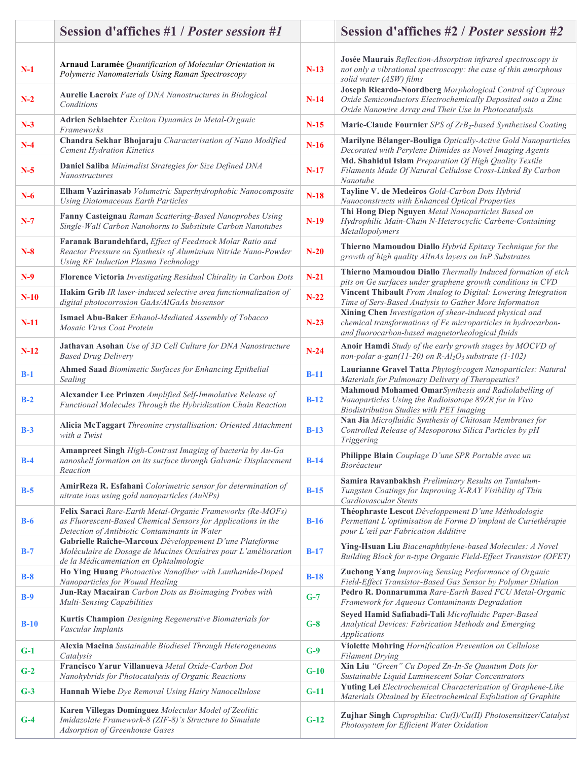| | Session d'affiches #1 / *Poster session #1* | | Session d'affiches #2 / *Poster session #2* |
|---|---|---|---|
| N-1 | **Arnaud Laramée** *Quantification of Molecular Orientation in Polymeric Nanomaterials Using Raman Spectroscopy* | N-13 | **Josée Maurais** *Reflection-Absorption infrared spectroscopy is not only a vibrational spectroscopy: the case of thin amorphous solid water (ASW) films* |
| N-2 | **Aurelie Lacroix** *Fate of DNA Nanostructures in Biological Conditions* | N-14 | **Joseph Ricardo-Noordberg** *Morphological Control of Cuprous Oxide Semiconductors Electrochemically Deposited onto a Zinc Oxide Nanowire Array and Their Use in Photocatalysis* |
| N-3 | **Adrien Schlachter** *Exciton Dynamics in Metal-Organic Frameworks* | N-15 | **Marie-Claude Fournier** *SPS of $ZrB_2$-based Synthezised Coating* |
| N-4 | **Chandra Sekhar Bhojaraju** *Characterisation of Nano Modified Cement Hydration Kinetics* | N-16 | **Marilyne Bélanger-Bouliga** *Optically-Active Gold Nanoparticles Decorated with Perylene Diimides as Novel Imaging Agents* |
| N-5 | **Daniel Saliba** *Minimalist Strategies for Size Defined DNA Nanostructures* | N-17 | **Md. Shahidul Islam** *Preparation Of High Quality Textile Filaments Made Of Natural Cellulose Cross-Linked By Carbon Nanotube* |
| N-6 | **Elham Vazirinasab** *Volumetric Superhydrophobic Nanocomposite Using Diatomaceous Earth Particles* | N-18 | **Tayline V. de Medeiros** *Gold-Carbon Dots Hybrid Nanoconstructs with Enhanced Optical Properties* |
| N-7 | **Fanny Casteignau** *Raman Scattering-Based Nanoprobes Using Single-Wall Carbon Nanohorns to Substitute Carbon Nanotubes* | N-19 | **Thi Hong Diep Nguyen** *Metal Nanoparticles Based on Hydrophilic Main-Chain N-Heterocyclic Carbene-Containing Metallopolymers* |
| N-8 | **Faranak Barandehfard,** *Effect of Feedstock Molar Ratio and Reactor Pressure on Synthesis of Aluminium Nitride Nano-Powder Using RF Induction Plasma Technology* | N-20 | **Thierno Mamoudou Diallo** *Hybrid Epitaxy Technique for the growth of high quality AlInAs layers on InP Substrates* |
| N-9 | **Florence Victoria** *Investigating Residual Chirality in Carbon Dots* | N-21 | **Thierno Mamoudou Diallo** *Thermally Induced formation of etch pits on Ge surfaces under graphene growth conditions in CVD* |
| N-10 | **Hakim Grib** *IR laser-induced selective area functionnalization of digital photocorrosion GaAs/AlGaAs biosensor* | N-22 | **Vincent Thibault** *From Analog to Digital: Lowering Integration Time of Sers-Based Analysis to Gather More Information* |
| N-11 | **Ismael Abu-Baker** *Ethanol-Mediated Assembly of Tobacco Mosaic Virus Coat Protein* | N-23 | **Xining Chen** *Investigation of shear-induced physical and chemical transformations of Fe microparticles in hydrocarbon- and fluorocarbon-based magnetorheological fluids* |
| N-12 | **Jathavan Asohan** *Use of 3D Cell Culture for DNA Nanostructure Based Drug Delivery* | N-24 | **Anoir Hamdi** *Study of the early growth stages by MOCVD of non-polar a-gan(11-20) on R-$Al_2O_3$ substrate (1-102)* |
| B-1 | **Ahmed Saad** *Biomimetic Surfaces for Enhancing Epithelial Sealing* | B-11 | **Laurianne Gravel Tatta** *Phytoglycogen Nanoparticles: Natural Materials for Pulmonary Delivery of Therapeutics?* |
| B-2 | **Alexander Lee Prinzen** *Amplified Self-Immolative Release of Functional Molecules Through the Hybridization Chain Reaction* | B-12 | **Mahmoud Mohamed Omar***Synthesis and Radiolabelling of Nanoparticles Using the Radioisotope 89ZR for in Vivo Biodistribution Studies with PET Imaging* |
| B-3 | **Alicia McTaggart** *Threonine crystallisation: Oriented Attachment with a Twist* | B-13 | **Nan Jia** *Microfluidic Synthesis of Chitosan Membranes for Controlled Release of Mesoporous Silica Particles by pH Triggering* |
| B-4 | **Amanpreet Singh** *High-Contrast Imaging of bacteria by Au-Ga nanoshell formation on its surface through Galvanic Displacement Reaction* | B-14 | **Philippe Blain** *Couplage D'une SPR Portable avec un Bioréacteur* |
| B-5 | **AmirReza R. Esfahani** *Colorimetric sensor for determination of nitrate ions using gold nanoparticles (AuNPs)* | B-15 | **Samira Ravanbakhsh** *Preliminary Results on Tantalum-Tungsten Coatings for Improving X-RAY Visibility of Thin Cardiovascular Stents* |
| B-6 | **Felix Saraci** *Rare-Earth Metal-Organic Frameworks (Re-MOFs) as Fluorescent-Based Chemical Sensors for Applications in the Detection of Antibiotic Contaminants in Water* | B-16 | **Théophraste Lescot** *Développement D'une Méthodologie Permettant L'optimisation de Forme D'implant de Curiethérapie pour L'œil par Fabrication Additive* |
| B-7 | **Gabrielle Raîche-Marcoux** *Développement D'une Plateforme Moléculaire de Dosage de Mucines Oculaires pour L'amélioration de la Médicamentation en Ophtalmologie* | B-17 | **Ying-Hsuan Liu** *Biacenaphthylene-based Molecules: A Novel Building Block for n-type Organic Field-Effect Transistor (OFET)* |
| B-8 | **Ho Ying Huang** *Photoactive Nanofiber with Lanthanide-Doped Nanoparticles for Wound Healing* | B-18 | **Zuchong Yang** *Improving Sensing Performance of Organic Field-Effect Transistor-Based Gas Sensor by Polymer Dilution* |
| B-9 | **Jun-Ray Macairan** *Carbon Dots as Bioimaging Probes with Multi-Sensing Capabilities* | G-7 | **Pedro R. Donnarumma** *Rare-Earth Based FCU Metal-Organic Framework for Aqueous Contaminants Degradation* |
| B-10 | **Kurtis Champion** *Designing Regenerative Biomaterials for Vascular Implants* | G-8 | **Seyed Hamid Safiabadi-Tali** *Microfluidic Paper-Based Analytical Devices: Fabrication Methods and Emerging Applications* |
| G-1 | **Alexia Macina** *Sustainable Biodiesel Through Heterogeneous Catalysis* | G-9 | **Violette Mohring** *Hornification Prevention on Cellulose Filament Drying* |
| G-2 | **Francisco Yarur Villanueva** *Metal Oxide-Carbon Dot Nanohybrids for Photocatalysis of Organic Reactions* | G-10 | **Xin Liu** *"Green" Cu Doped Zn-In-Se Quantum Dots for Sustainable Liquid Luminescent Solar Concentrators* |
| G-3 | **Hannah Wiebe** *Dye Removal Using Hairy Nanocellulose* | G-11 | **Yuting Lei** *Electrochemical Characterization of Graphene-Like Materials Obtained by Electrochemical Exfoliation of Graphite* |
| G-4 | **Karen Villegas Domínguez** *Molecular Model of Zeolitic Imidazolate Framework-8 (ZIF-8)'s Structure to Simulate Adsorption of Greenhouse Gases* | G-12 | **Zujhar Singh** *Cuprophilia: Cu(I)/Cu(II) Photosensitizer/Catalyst Photosystem for Efficient Water Oxidation* |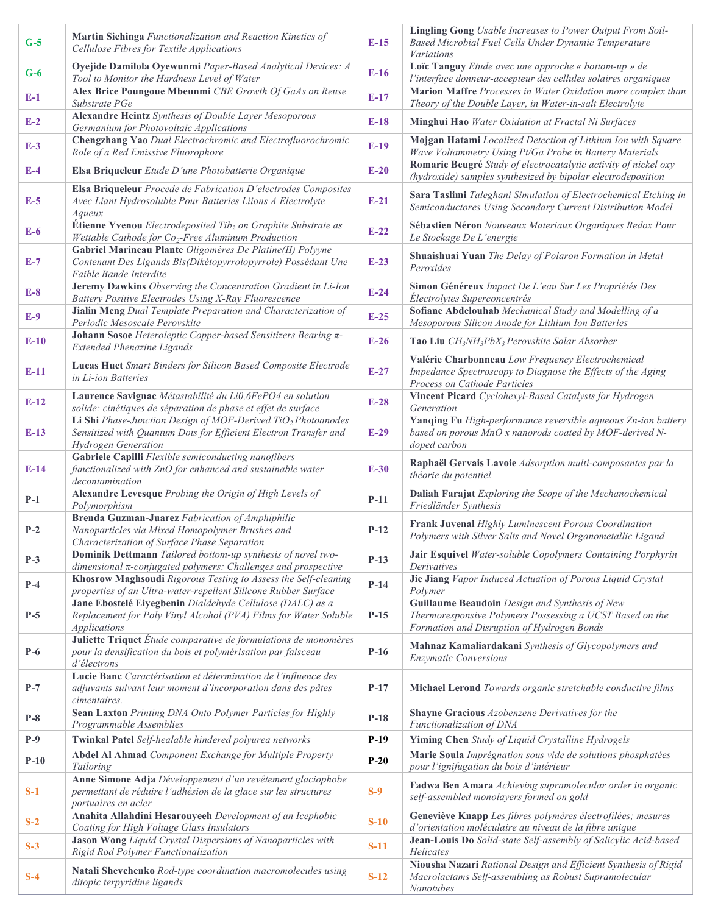| | | | |
|---|---|---|---|
| G-5 | **Martin Sichinga** *Functionalization and Reaction Kinetics of Cellulose Fibres for Textile Applications* | E-15 | **Lingling Gong** *Usable Increases to Power Output From Soil-Based Microbial Fuel Cells Under Dynamic Temperature Variations* |
| G-6 | **Oyejide Damilola Oyewunmi** *Paper-Based Analytical Devices: A Tool to Monitor the Hardness Level of Water* | E-16 | **Loïc Tanguy** *Etude avec une approche « bottom-up » de l'interface donneur-accepteur des cellules solaires organiques* |
| E-1 | **Alex Brice Poungoue Mbeunmi** *CBE Growth Of GaAs on Reuse Substrate PGe* | E-17 | **Marion Maffre** *Processes in Water Oxidation more complex than Theory of the Double Layer, in Water-in-salt Electrolyte* |
| E-2 | **Alexandre Heintz** *Synthesis of Double Layer Mesoporous Germanium for Photovoltaic Applications* | E-18 | **Minghui Hao** *Water Oxidation at Fractal Ni Surfaces* |
| E-3 | **Chengzhang Yao** *Dual Electrochromic and Electrofluorochromic Role of a Red Emissive Fluorophore* | E-19 | **Mojgan Hatami** *Localized Detection of Lithium Ion with Square Wave Voltammetry Using Pt/Ga Probe in Battery Materials* |
| E-4 | **Elsa Briqueleur** *Etude D'une Photobatterie Organique* | E-20 | **Romaric Beugré** *Study of electrocatalytic activity of nickel oxy (hydroxide) samples synthesized by bipolar electrodeposition* |
| E-5 | **Elsa Briqueleur** *Procede de Fabrication D'electrodes Composites Avec Liant Hydrosoluble Pour Batteries Liions A Electrolyte Aqueux* | E-21 | **Sara Taslimi** *Taleghani Simulation of Electrochemical Etching in Semiconductors Using Secondary Current Distribution Model* |
| E-6 | **Étienne Yvenou** *Electrodeposited $Tib_2$ on Graphite Substrate as Wettable Cathode for $Co_2$-Free Aluminum Production* | E-22 | **Sébastien Néron** *Nouveaux Materiaux Organiques Redox Pour Le Stockage De L'energie* |
| E-7 | **Gabriel Marineau Plante** *Oligomères De Platine(II) Polyyne Contenant Des Ligands Bis(Dikétopyrrolopyrrole) Possédant Une Faible Bande Interdite* | E-23 | **Shuaishuai Yuan** *The Delay of Polaron Formation in Metal Peroxides* |
| E-8 | **Jeremy Dawkins** *Observing the Concentration Gradient in Li-Ion Battery Positive Electrodes Using X-Ray Fluorescence* | E-24 | **Simon Généreux** *Impact De L'eau Sur Les Propriétés Des Électrolytes Superconcentrés* |
| E-9 | **Jialin Meng** *Dual Template Preparation and Characterization of Periodic Mesoscale Perovskite* | E-25 | **Sofiane Abdelouhab** *Mechanical Study and Modelling of a Mesoporous Silicon Anode for Lithium Ion Batteries* |
| E-10 | **Johann Sosoe** *Heteroleptic Copper-based Sensitizers Bearing π-Extended Phenazine Ligands* | E-26 | **Tao Liu** *$CH_3NH_3PbX_3$ Perovskite Solar Absorber* |
| E-11 | **Lucas Huet** *Smart Binders for Silicon Based Composite Electrode in Li-ion Batteries* | E-27 | **Valérie Charbonneau** *Low Frequency Electrochemical Impedance Spectroscopy to Diagnose the Effects of the Aging Process on Cathode Particles* |
| E-12 | **Laurence Savignac** *Métastabilité du Li0,6FePO4 en solution solide: cinétiques de séparation de phase et effet de surface* | E-28 | **Vincent Picard** *Cyclohexyl-Based Catalysts for Hydrogen Generation* |
| E-13 | **Li Shi** *Phase-Junction Design of MOF-Derived $TiO_2$ Photoanodes Sensitized with Quantum Dots for Efficient Electron Transfer and Hydrogen Generation* | E-29 | **Yanqing Fu** *High-performance reversible aqueous Zn-ion battery based on porous MnO x nanorods coated by MOF-derived N-doped carbon* |
| E-14 | **Gabriele Capilli** *Flexible semiconducting nanofibers functionalized with ZnO for enhanced and sustainable water decontamination* | E-30 | **Raphaël Gervais Lavoie** *Adsorption multi-composantes par la théorie du potentiel* |
| P-1 | **Alexandre Levesque** *Probing the Origin of High Levels of Polymorphism* | P-11 | **Daliah Farajat** *Exploring the Scope of the Mechanochemical Friedländer Synthesis* |
| P-2 | **Brenda Guzman-Juarez** *Fabrication of Amphiphilic Nanoparticles via Mixed Homopolymer Brushes and Characterization of Surface Phase Separation* | P-12 | **Frank Juvenal** *Highly Luminescent Porous Coordination Polymers with Silver Salts and Novel Organometallic Ligand* |
| P-3 | **Dominik Dettmann** *Tailored bottom-up synthesis of novel two-dimensional π-conjugated polymers: Challenges and prospective* | P-13 | **Jair Esquivel** *Water-soluble Copolymers Containing Porphyrin Derivatives* |
| P-4 | **Khosrow Maghsoudi** *Rigorous Testing to Assess the Self-cleaning properties of an Ultra-water-repellent Silicone Rubber Surface* | P-14 | **Jie Jiang** *Vapor Induced Actuation of Porous Liquid Crystal Polymer* |
| P-5 | **Jane Ebostelé Eiyegbenin** *Dialdehyde Cellulose (DALC) as a Replacement for Poly Vinyl Alcohol (PVA) Films for Water Soluble Applications* | P-15 | **Guillaume Beaudoin** *Design and Synthesis of New Thermoresponsive Polymers Possessing a UCST Based on the Formation and Disruption of Hydrogen Bonds* |
| P-6 | **Juliette Triquet** *Étude comparative de formulations de monomères pour la densification du bois et polymérisation par faisceau d'électrons* | P-16 | **Mahnaz Kamaliardakani** *Synthesis of Glycopolymers and Enzymatic Conversions* |
| P-7 | **Lucie Banc** *Caractérisation et détermination de l'influence des adjuvants suivant leur moment d'incorporation dans des pâtes cimentaires.* | P-17 | **Michael Lerond** *Towards organic stretchable conductive films* |
| P-8 | **Sean Laxton** *Printing DNA Onto Polymer Particles for Highly Programmable Assemblies* | P-18 | **Shayne Gracious** *Azobenzene Derivatives for the Functionalization of DNA* |
| P-9 | **Twinkal Patel** *Self-healable hindered polyurea networks* | P-19 | **Yiming Chen** *Study of Liquid Crystalline Hydrogels* |
| P-10 | **Abdel Al Ahmad** *Component Exchange for Multiple Property Tailoring* | P-20 | **Marie Soula** *Imprégnation sous vide de solutions phosphatées pour l'ignifugation du bois d'intérieur* |
| S-1 | **Anne Simone Adja** *Développement d'un revêtement glaciophobe permettant de réduire l'adhésion de la glace sur les structures portuaires en acier* | S-9 | **Fadwa Ben Amara** *Achieving supramolecular order in organic self-assembled monolayers formed on gold* |
| S-2 | **Anahita Allahdini Hesarouyeeh** *Development of an Icephobic Coating for High Voltage Glass Insulators* | S-10 | **Geneviève Knapp** *Les fibres polymères électrofilées; mesures d'orientation moléculaire au niveau de la fibre unique* |
| S-3 | **Jason Wong** *Liquid Crystal Dispersions of Nanoparticles with Rigid Rod Polymer Functionalization* | S-11 | **Jean-Louis Do** *Solid-state Self-assembly of Salicylic Acid-based Helicates* |
| S-4 | **Natali Shevchenko** *Rod-type coordination macromolecules using ditopic terpyridine ligands* | S-12 | **Niousha Nazari** *Rational Design and Efficient Synthesis of Rigid Macrolactams Self-assembling as Robust Supramolecular Nanotubes* |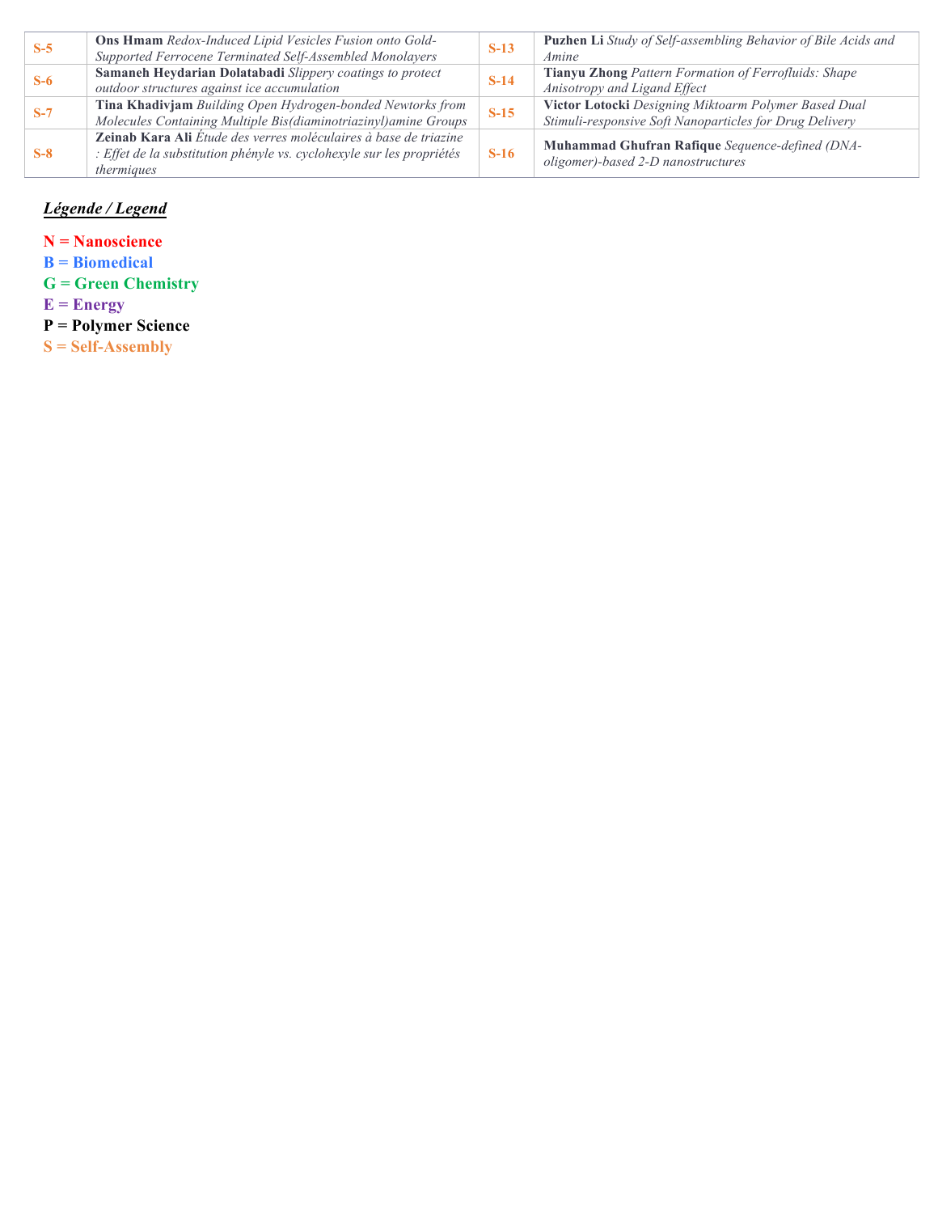| | | | |
|---|---|---|---|
| S-5 | **Ons Hmam** *Redox-Induced Lipid Vesicles Fusion onto Gold-Supported Ferrocene Terminated Self-Assembled Monolayers* | S-13 | **Puzhen Li** *Study of Self-assembling Behavior of Bile Acids and Amine* |
| S-6 | **Samaneh Heydarian Dolatabadi** *Slippery coatings to protect outdoor structures against ice accumulation* | S-14 | **Tianyu Zhong** *Pattern Formation of Ferrofluids: Shape Anisotropy and Ligand Effect* |
| S-7 | **Tina Khadivjam** *Building Open Hydrogen-bonded Newtorks from Molecules Containing Multiple Bis(diaminotriazinyl)amine Groups* | S-15 | **Victor Lotocki** *Designing Miktoarm Polymer Based Dual Stimuli-responsive Soft Nanoparticles for Drug Delivery* |
| S-8 | **Zeinab Kara Ali** *Étude des verres moléculaires à base de triazine : Effet de la substitution phényle vs. cyclohexyle sur les propriétés thermiques* | S-16 | **Muhammad Ghufran Rafique** *Sequence-defined (DNA-oligomer)-based 2-D nanostructures* |

***Légende / Legend***

**N = Nanoscience**
**B = Biomedical**
**G = Green Chemistry**
**E = Energy**
**P = Polymer Science**
**S = Self-Assembly**